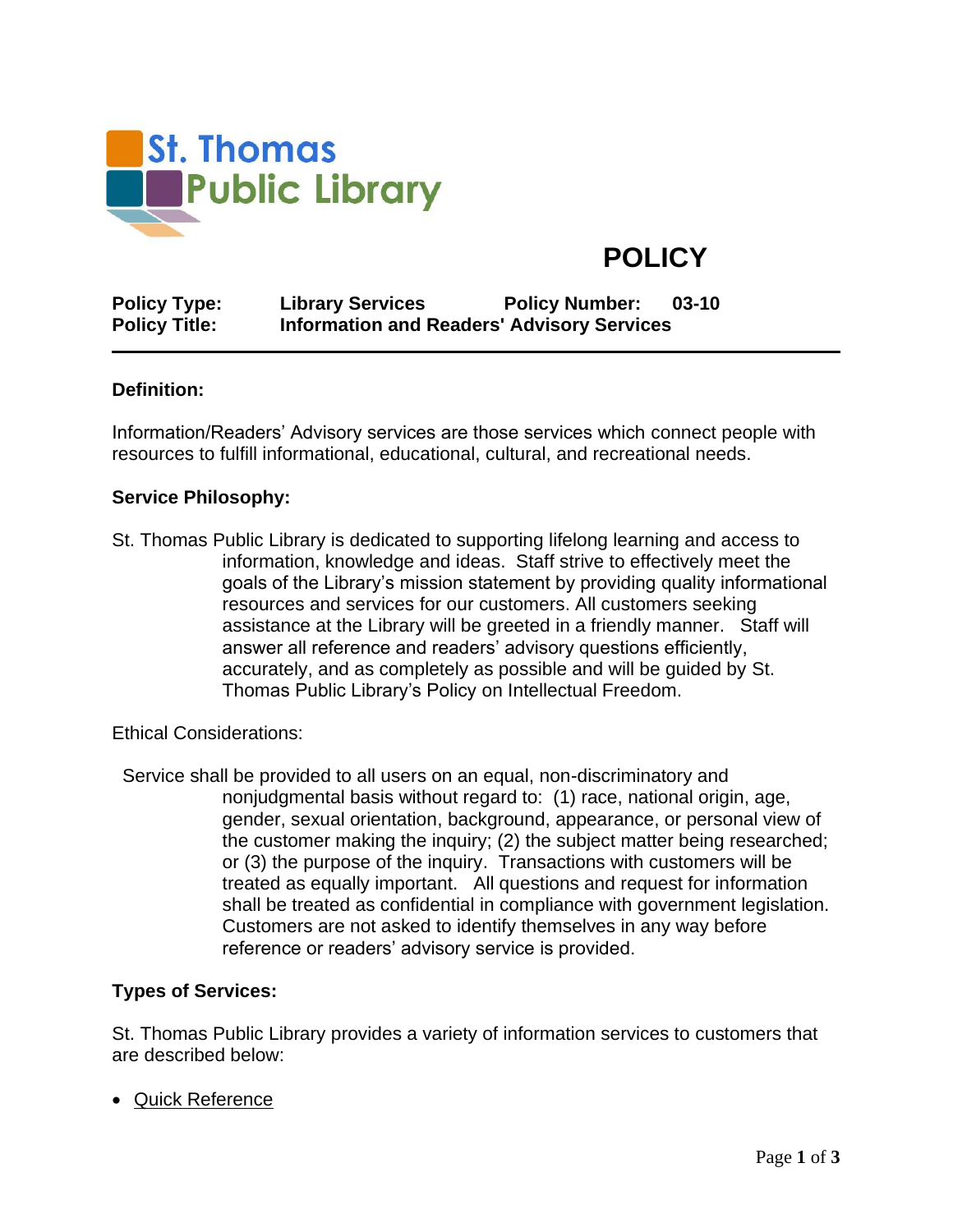St. Thomas Public Library

# POLICY

**Policy Type:** **Library Services** **Policy Number:** **03-10**
**Policy Title:** **Information and Readers' Advisory Services**

---

**Definition:**

Information/Readers' Advisory services are those services which connect people with resources to fulfill informational, educational, cultural, and recreational needs.

**Service Philosophy:**

St. Thomas Public Library is dedicated to supporting lifelong learning and access to information, knowledge and ideas. Staff strive to effectively meet the goals of the Library's mission statement by providing quality informational resources and services for our customers. All customers seeking assistance at the Library will be greeted in a friendly manner. Staff will answer all reference and readers' advisory questions efficiently, accurately, and as completely as possible and will be guided by St. Thomas Public Library's Policy on Intellectual Freedom.

Ethical Considerations:

Service shall be provided to all users on an equal, non-discriminatory and nonjudgmental basis without regard to: (1) race, national origin, age, gender, sexual orientation, background, appearance, or personal view of the customer making the inquiry; (2) the subject matter being researched; or (3) the purpose of the inquiry. Transactions with customers will be treated as equally important. All questions and request for information shall be treated as confidential in compliance with government legislation. Customers are not asked to identify themselves in any way before reference or readers' advisory service is provided.

**Types of Services:**

St. Thomas Public Library provides a variety of information services to customers that are described below:

- Quick Reference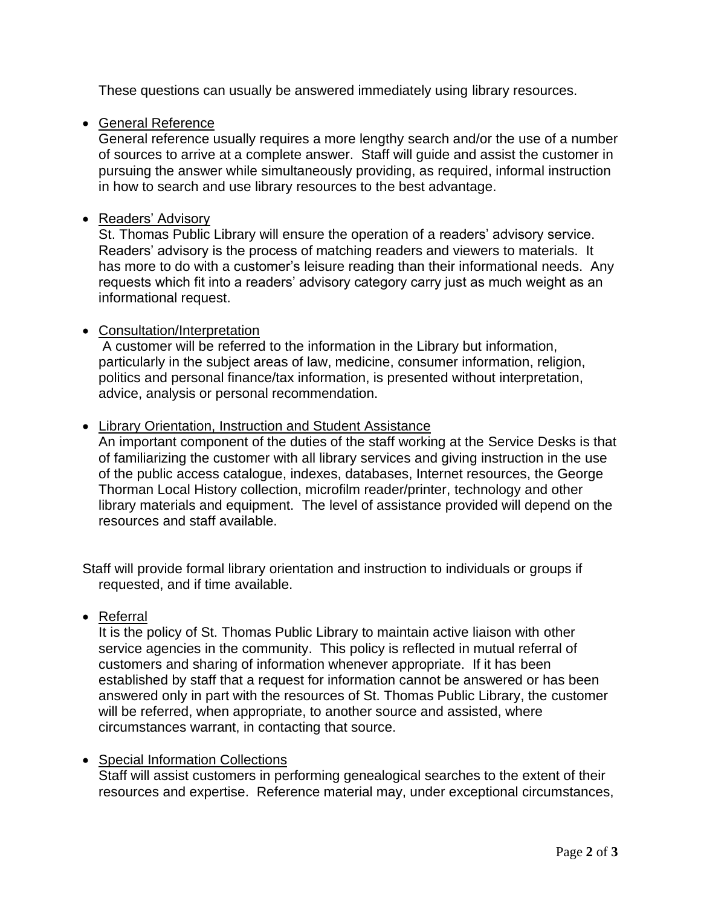These questions can usually be answered immediately using library resources.

- General Reference

  General reference usually requires a more lengthy search and/or the use of a number of sources to arrive at a complete answer. Staff will guide and assist the customer in pursuing the answer while simultaneously providing, as required, informal instruction in how to search and use library resources to the best advantage.

- Readers' Advisory

  St. Thomas Public Library will ensure the operation of a readers' advisory service. Readers' advisory is the process of matching readers and viewers to materials. It has more to do with a customer's leisure reading than their informational needs. Any requests which fit into a readers' advisory category carry just as much weight as an informational request.

- Consultation/Interpretation

  A customer will be referred to the information in the Library but information, particularly in the subject areas of law, medicine, consumer information, religion, politics and personal finance/tax information, is presented without interpretation, advice, analysis or personal recommendation.

- Library Orientation, Instruction and Student Assistance

  An important component of the duties of the staff working at the Service Desks is that of familiarizing the customer with all library services and giving instruction in the use of the public access catalogue, indexes, databases, Internet resources, the George Thorman Local History collection, microfilm reader/printer, technology and other library materials and equipment. The level of assistance provided will depend on the resources and staff available.

Staff will provide formal library orientation and instruction to individuals or groups if requested, and if time available.

- Referral

  It is the policy of St. Thomas Public Library to maintain active liaison with other service agencies in the community. This policy is reflected in mutual referral of customers and sharing of information whenever appropriate. If it has been established by staff that a request for information cannot be answered or has been answered only in part with the resources of St. Thomas Public Library, the customer will be referred, when appropriate, to another source and assisted, where circumstances warrant, in contacting that source.

- Special Information Collections

  Staff will assist customers in performing genealogical searches to the extent of their resources and expertise. Reference material may, under exceptional circumstances,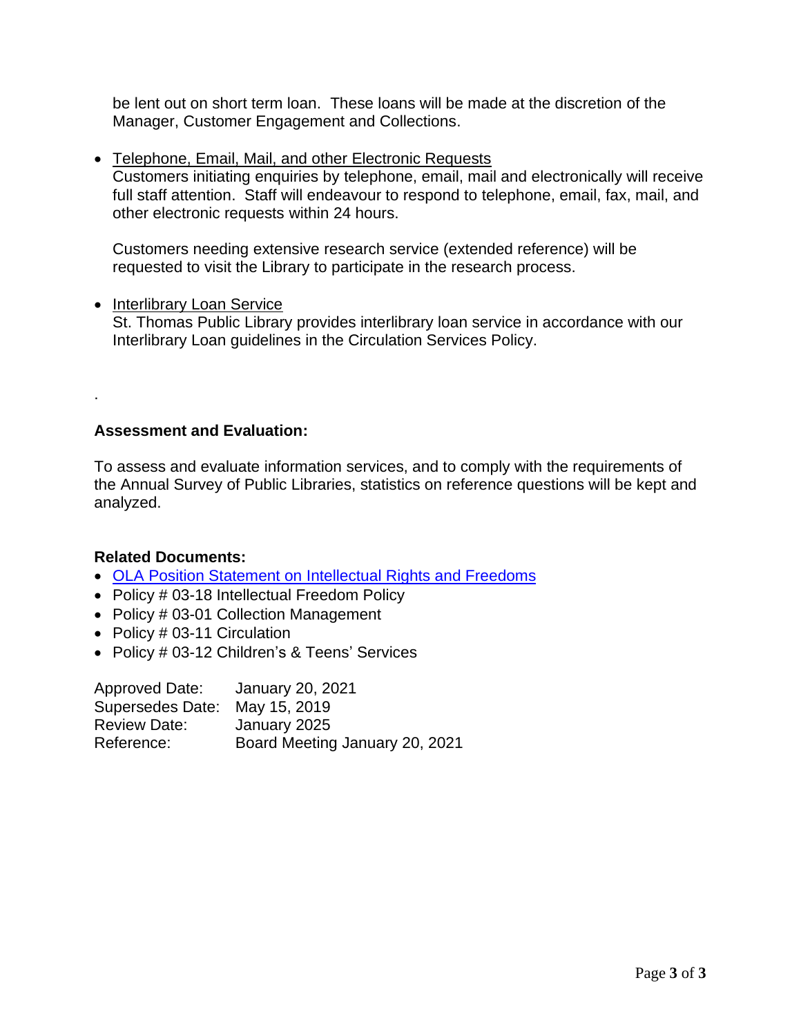be lent out on short term loan. These loans will be made at the discretion of the Manager, Customer Engagement and Collections.

- Telephone, Email, Mail, and other Electronic Requests
  Customers initiating enquiries by telephone, email, mail and electronically will receive full staff attention. Staff will endeavour to respond to telephone, email, fax, mail, and other electronic requests within 24 hours.

  Customers needing extensive research service (extended reference) will be requested to visit the Library to participate in the research process.

- Interlibrary Loan Service
  St. Thomas Public Library provides interlibrary loan service in accordance with our Interlibrary Loan guidelines in the Circulation Services Policy.

.

**Assessment and Evaluation:**

To assess and evaluate information services, and to comply with the requirements of the Annual Survey of Public Libraries, statistics on reference questions will be kept and analyzed.

**Related Documents:**

- OLA Position Statement on Intellectual Rights and Freedoms
- Policy # 03-18 Intellectual Freedom Policy
- Policy # 03-01 Collection Management
- Policy # 03-11 Circulation
- Policy # 03-12 Children's & Teens' Services

| | |
|---|---|
| Approved Date: | January 20, 2021 |
| Supersedes Date: | May 15, 2019 |
| Review Date: | January 2025 |
| Reference: | Board Meeting January 20, 2021 |